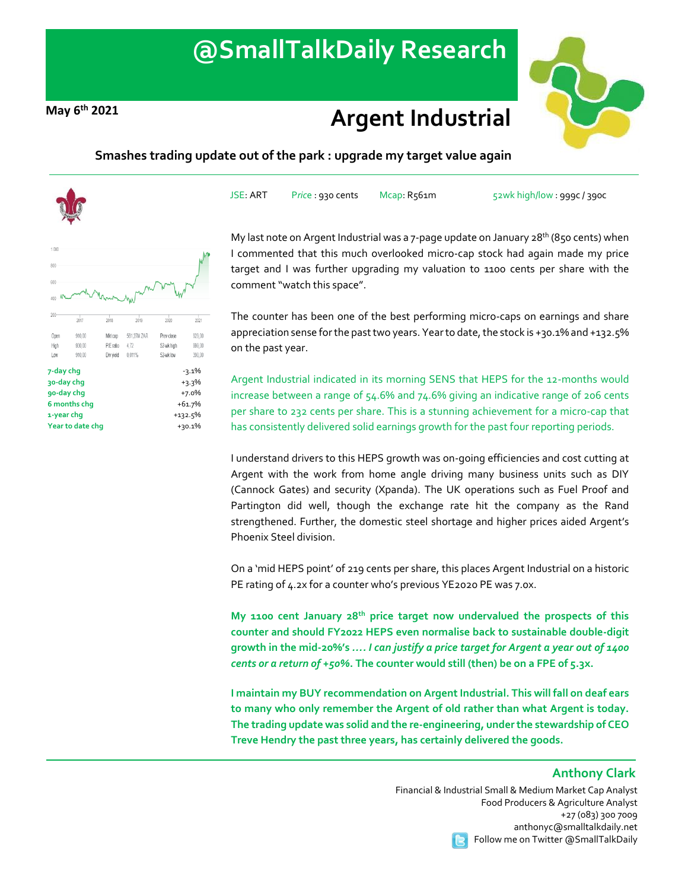# @SmallTalkDaily Research

**May 6th 2021**

# Argent Industrial

### Smashes trading update out of the park : upgrade my target value again

JSE: ART | Price : 930 cents | Mcap: R561m | 52wk high/low : 999c / 390c

| Open | 910,00 | Mkt cap | 561.27M ZAR | Prev close | 925,00 |
|---|---|---|---|---|---|
| High | 930,00 | P/E ratio | 4.72 | 52-wk high | 990,00 |
| Low | 910,00 | Div yield | 0.011% | 52-wk low | 390,00 |

| | |
|---|---|
| **7-day chg** | -3.1% |
| **30-day chg** | +3.3% |
| **90-day chg** | +7.0% |
| **6 months chg** | +61.7% |
| **1-year chg** | +132.5% |
| **Year to date chg** | +30.1% |

My last note on Argent Industrial was a 7-page update on January 28th (850 cents) when I commented that this much overlooked micro-cap stock had again made my price target and I was further upgrading my valuation to 1100 cents per share with the comment "watch this space".

The counter has been one of the best performing micro-caps on earnings and share appreciation sense for the past two years. Year to date, the stock is +30.1% and +132.5% on the past year.

Argent Industrial indicated in its morning SENS that HEPS for the 12-months would increase between a range of 54.6% and 74.6% giving an indicative range of 206 cents per share to 232 cents per share. This is a stunning achievement for a micro-cap that has consistently delivered solid earnings growth for the past four reporting periods.

I understand drivers to this HEPS growth was on-going efficiencies and cost cutting at Argent with the work from home angle driving many business units such as DIY (Cannock Gates) and security (Xpanda). The UK operations such as Fuel Proof and Partington did well, though the exchange rate hit the company as the Rand strengthened. Further, the domestic steel shortage and higher prices aided Argent's Phoenix Steel division.

On a 'mid HEPS point' of 219 cents per share, this places Argent Industrial on a historic PE rating of 4.2x for a counter who's previous YE2020 PE was 7.0x.

**My 1100 cent January 28th price target now undervalued the prospects of this counter and should FY2022 HEPS even normalise back to sustainable double-digit growth in the mid-20%'s …. *I can justify a price target for Argent a year out of 1400 cents or a return of +50%*. The counter would still (then) be on a FPE of 5.3x.**

**I maintain my BUY recommendation on Argent Industrial. This will fall on deaf ears to many who only remember the Argent of old rather than what Argent is today. The trading update was solid and the re-engineering, under the stewardship of CEO Treve Hendry the past three years, has certainly delivered the goods.**

**Anthony Clark**
Financial & Industrial Small & Medium Market Cap Analyst
Food Producers & Agriculture Analyst
+27 (083) 300 7009
anthonyc@smalltalkdaily.net
Follow me on Twitter @SmallTalkDaily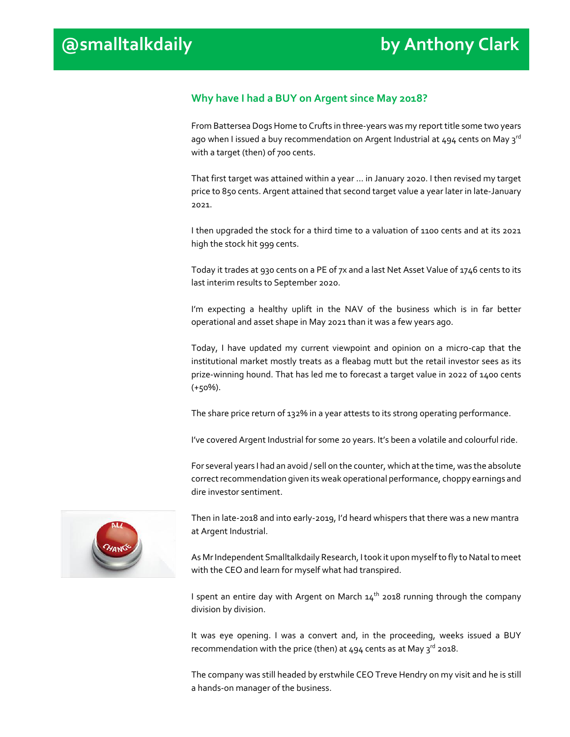## Why have I had a BUY on Argent since May 2018?

From Battersea Dogs Home to Crufts in three-years was my report title some two years ago when I issued a buy recommendation on Argent Industrial at 494 cents on May 3rd with a target (then) of 700 cents.

That first target was attained within a year … in January 2020. I then revised my target price to 850 cents. Argent attained that second target value a year later in late-January 2021.

I then upgraded the stock for a third time to a valuation of 1100 cents and at its 2021 high the stock hit 999 cents.

Today it trades at 930 cents on a PE of 7x and a last Net Asset Value of 1746 cents to its last interim results to September 2020.

I'm expecting a healthy uplift in the NAV of the business which is in far better operational and asset shape in May 2021 than it was a few years ago.

Today, I have updated my current viewpoint and opinion on a micro-cap that the institutional market mostly treats as a fleabag mutt but the retail investor sees as its prize-winning hound. That has led me to forecast a target value in 2022 of 1400 cents (+50%).

The share price return of 132% in a year attests to its strong operating performance.

I've covered Argent Industrial for some 20 years. It's been a volatile and colourful ride.

For several years I had an avoid / sell on the counter, which at the time, was the absolute correct recommendation given its weak operational performance, choppy earnings and dire investor sentiment.

Then in late-2018 and into early-2019, I'd heard whispers that there was a new mantra at Argent Industrial.

As Mr Independent Smalltalkdaily Research, I took it upon myself to fly to Natal to meet with the CEO and learn for myself what had transpired.

I spent an entire day with Argent on March 14th 2018 running through the company division by division.

It was eye opening. I was a convert and, in the proceeding, weeks issued a BUY recommendation with the price (then) at 494 cents as at May 3rd 2018.

The company was still headed by erstwhile CEO Treve Hendry on my visit and he is still a hands-on manager of the business.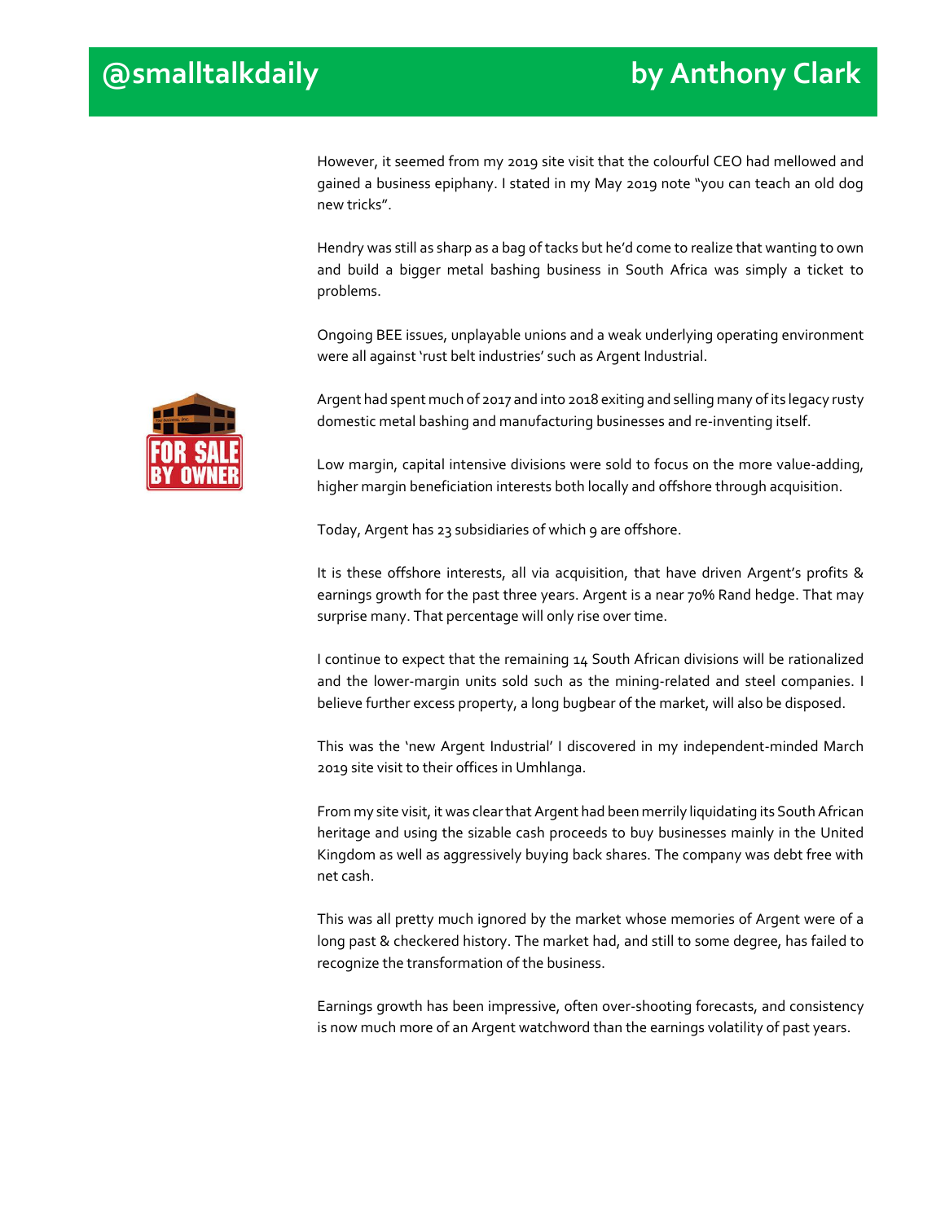However, it seemed from my 2019 site visit that the colourful CEO had mellowed and gained a business epiphany. I stated in my May 2019 note "you can teach an old dog new tricks".

Hendry was still as sharp as a bag of tacks but he'd come to realize that wanting to own and build a bigger metal bashing business in South Africa was simply a ticket to problems.

Ongoing BEE issues, unplayable unions and a weak underlying operating environment were all against 'rust belt industries' such as Argent Industrial.

Argent had spent much of 2017 and into 2018 exiting and selling many of its legacy rusty domestic metal bashing and manufacturing businesses and re-inventing itself.

Low margin, capital intensive divisions were sold to focus on the more value-adding, higher margin beneficiation interests both locally and offshore through acquisition.

Today, Argent has 23 subsidiaries of which 9 are offshore.

It is these offshore interests, all via acquisition, that have driven Argent's profits & earnings growth for the past three years. Argent is a near 70% Rand hedge. That may surprise many. That percentage will only rise over time.

I continue to expect that the remaining 14 South African divisions will be rationalized and the lower-margin units sold such as the mining-related and steel companies. I believe further excess property, a long bugbear of the market, will also be disposed.

This was the 'new Argent Industrial' I discovered in my independent-minded March 2019 site visit to their offices in Umhlanga.

From my site visit, it was clear that Argent had been merrily liquidating its South African heritage and using the sizable cash proceeds to buy businesses mainly in the United Kingdom as well as aggressively buying back shares. The company was debt free with net cash.

This was all pretty much ignored by the market whose memories of Argent were of a long past & checkered history. The market had, and still to some degree, has failed to recognize the transformation of the business.

Earnings growth has been impressive, often over-shooting forecasts, and consistency is now much more of an Argent watchword than the earnings volatility of past years.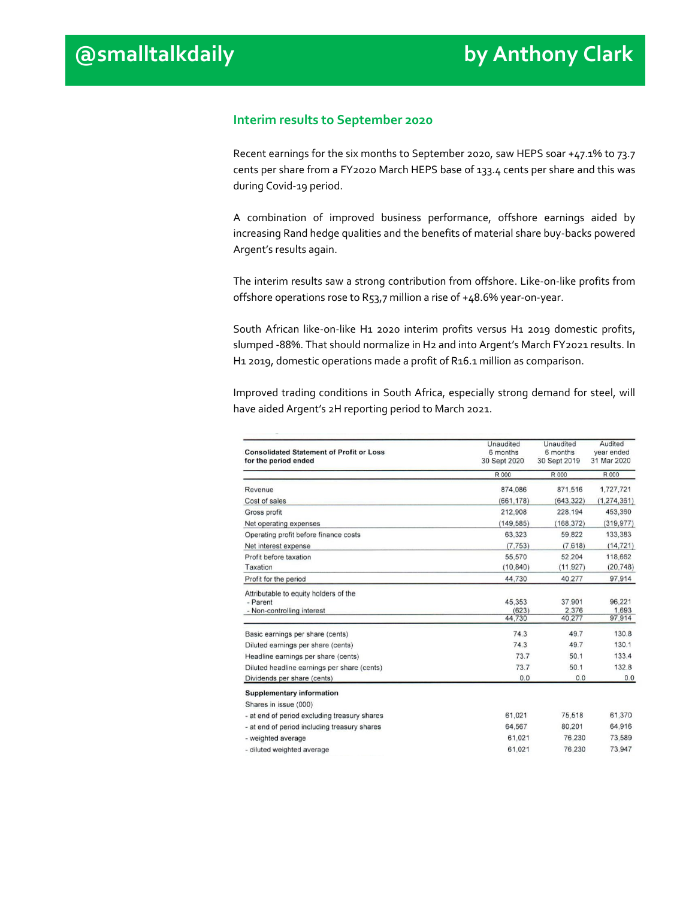## Interim results to September 2020

Recent earnings for the six months to September 2020, saw HEPS soar +47.1% to 73.7 cents per share from a FY2020 March HEPS base of 133.4 cents per share and this was during Covid-19 period.

A combination of improved business performance, offshore earnings aided by increasing Rand hedge qualities and the benefits of material share buy-backs powered Argent's results again.

The interim results saw a strong contribution from offshore. Like-on-like profits from offshore operations rose to R53,7 million a rise of +48.6% year-on-year.

South African like-on-like H1 2020 interim profits versus H1 2019 domestic profits, slumped -88%. That should normalize in H2 and into Argent's March FY2021 results. In H1 2019, domestic operations made a profit of R16.1 million as comparison.

Improved trading conditions in South Africa, especially strong demand for steel, will have aided Argent's 2H reporting period to March 2021.

| **Consolidated Statement of Profit or Loss for the period ended** | Unaudited 6 months 30 Sept 2020 | Unaudited 6 months 30 Sept 2019 | Audited year ended 31 Mar 2020 |
|---|---|---|---|
| | R 000 | R 000 | R 000 |
| Revenue | 874,086 | 871,516 | 1,727,721 |
| Cost of sales | (661,178) | (643,322) | (1,274,361) |
| Gross profit | 212,908 | 228,194 | 453,360 |
| Net operating expenses | (149,585) | (168,372) | (319,977) |
| Operating profit before finance costs | 63,323 | 59,822 | 133,383 |
| Net interest expense | (7,753) | (7,618) | (14,721) |
| Profit before taxation | 55,570 | 52,204 | 118,662 |
| Taxation | (10,840) | (11,927) | (20,748) |
| Profit for the period | 44,730 | 40,277 | 97,914 |
| Attributable to equity holders of the | | | |
| - Parent | 45,353 | 37,901 | 96,221 |
| - Non-controlling interest | (623) | 2,376 | 1,693 |
| | 44,730 | 40,277 | 97,914 |
| Basic earnings per share (cents) | 74.3 | 49.7 | 130.8 |
| Diluted earnings per share (cents) | 74.3 | 49.7 | 130.1 |
| Headline earnings per share (cents) | 73.7 | 50.1 | 133.4 |
| Diluted headline earnings per share (cents) | 73.7 | 50.1 | 132.8 |
| Dividends per share (cents) | 0.0 | 0.0 | 0.0 |
| **Supplementary information** | | | |
| Shares in issue (000) | | | |
| - at end of period excluding treasury shares | 61,021 | 75,518 | 61,370 |
| - at end of period including treasury shares | 64,567 | 80,201 | 64,916 |
| - weighted average | 61,021 | 76,230 | 73,589 |
| - diluted weighted average | 61,021 | 76,230 | 73,947 |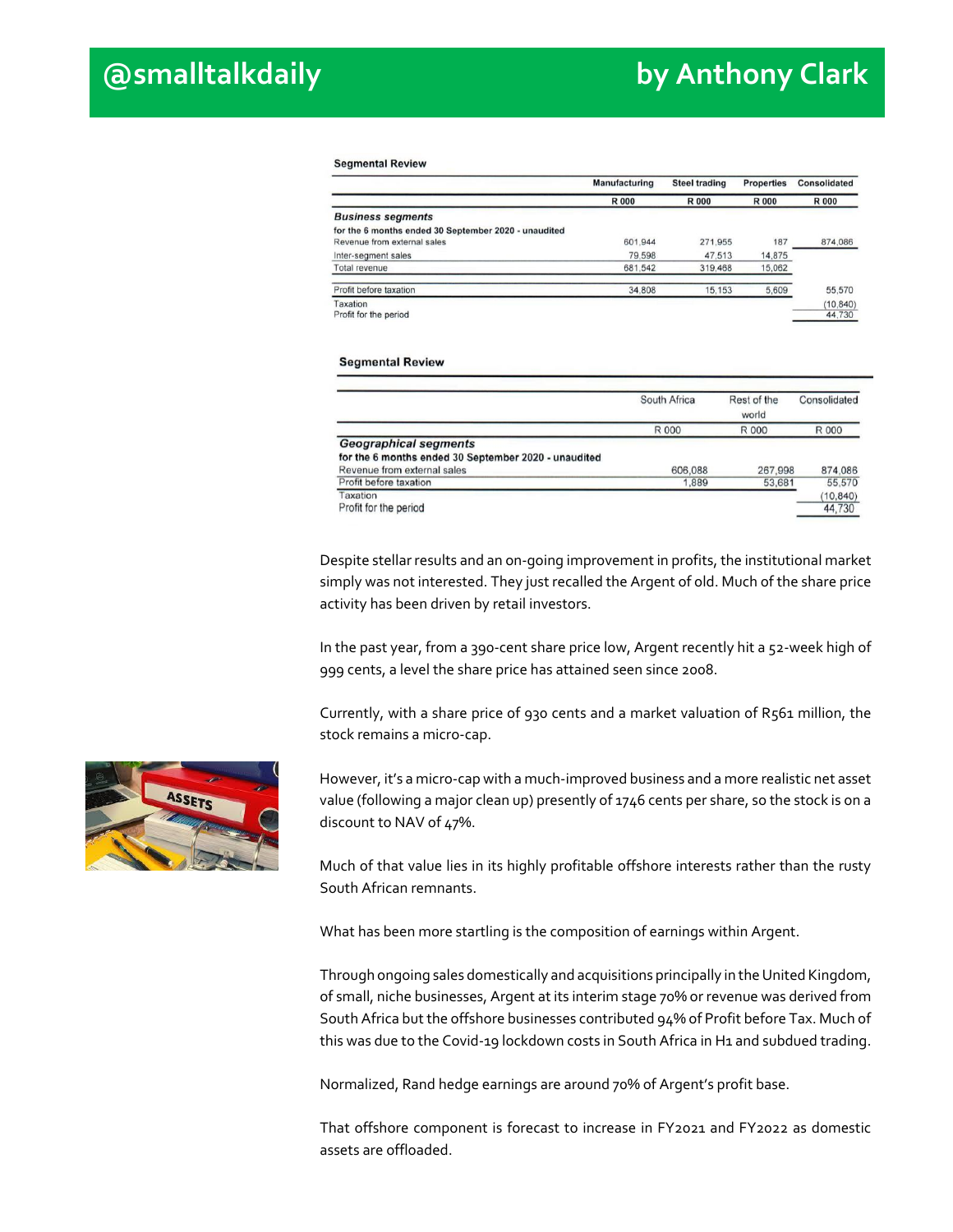**Segmental Review**

| | Manufacturing | Steel trading | Properties | Consolidated |
|---|---|---|---|---|
| | R 000 | R 000 | R 000 | R 000 |
| ***Business segments*** | | | | |
| **for the 6 months ended 30 September 2020 - unaudited** | | | | |
| Revenue from external sales | 601,944 | 271,955 | 187 | 874,086 |
| Inter-segment sales | 79,598 | 47,513 | 14,875 | |
| Total revenue | 681,542 | 319,468 | 15,062 | |
| Profit before taxation | 34,808 | 15,153 | 5,609 | 55,570 |
| Taxation | | | | (10,840) |
| Profit for the period | | | | 44,730 |

**Segmental Review**

| | South Africa | Rest of the world | Consolidated |
|---|---|---|---|
| | R 000 | R 000 | R 000 |
| ***Geographical segments*** | | | |
| **for the 6 months ended 30 September 2020 - unaudited** | | | |
| Revenue from external sales | 606,088 | 267,998 | 874,086 |
| Profit before taxation | 1,889 | 53,681 | 55,570 |
| Taxation | | | (10,840) |
| Profit for the period | | | 44,730 |

Despite stellar results and an on-going improvement in profits, the institutional market simply was not interested. They just recalled the Argent of old. Much of the share price activity has been driven by retail investors.

In the past year, from a 390-cent share price low, Argent recently hit a 52-week high of 999 cents, a level the share price has attained seen since 2008.

Currently, with a share price of 930 cents and a market valuation of R561 million, the stock remains a micro-cap.

However, it's a micro-cap with a much-improved business and a more realistic net asset value (following a major clean up) presently of 1746 cents per share, so the stock is on a discount to NAV of 47%.

Much of that value lies in its highly profitable offshore interests rather than the rusty South African remnants.

What has been more startling is the composition of earnings within Argent.

Through ongoing sales domestically and acquisitions principally in the United Kingdom, of small, niche businesses, Argent at its interim stage 70% or revenue was derived from South Africa but the offshore businesses contributed 94% of Profit before Tax. Much of this was due to the Covid-19 lockdown costs in South Africa in H1 and subdued trading.

Normalized, Rand hedge earnings are around 70% of Argent's profit base.

That offshore component is forecast to increase in FY2021 and FY2022 as domestic assets are offloaded.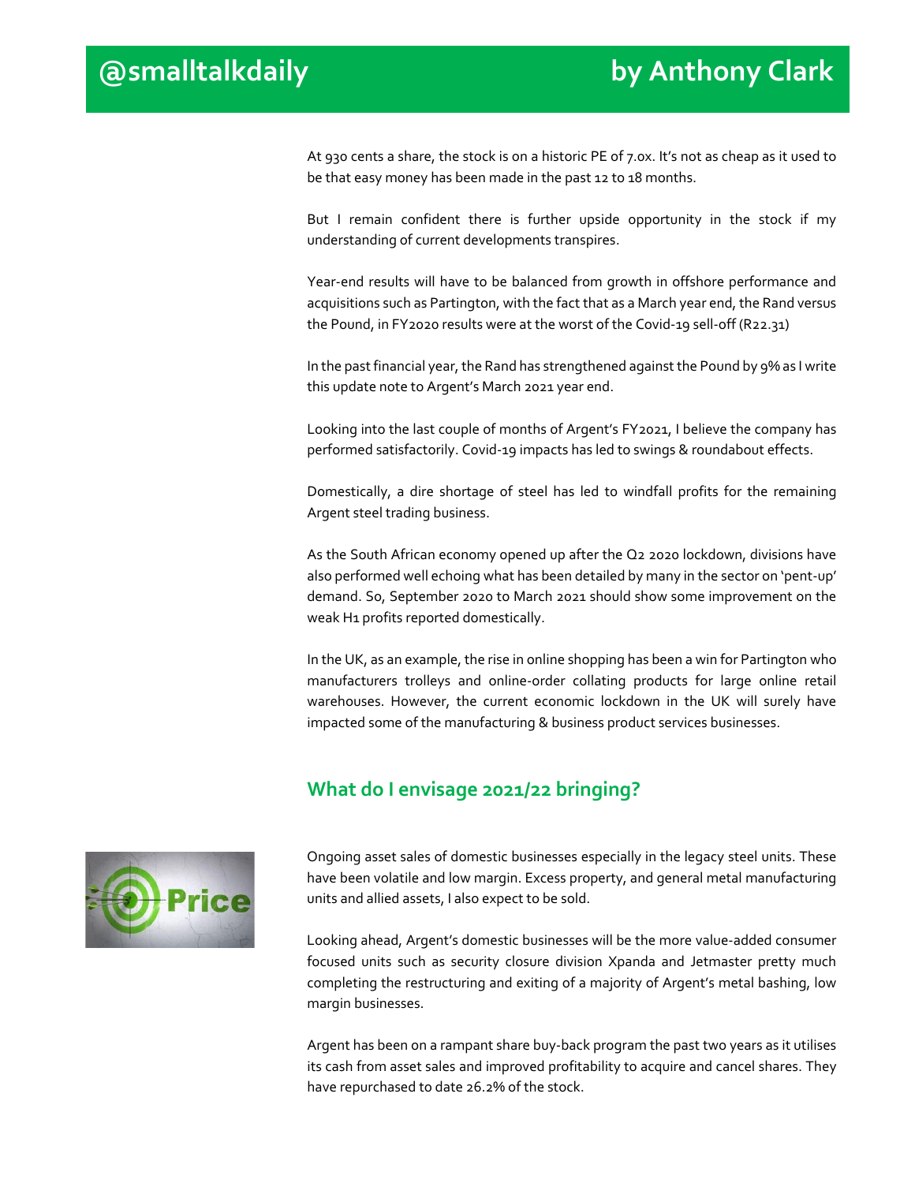At 930 cents a share, the stock is on a historic PE of 7.0x. It's not as cheap as it used to be that easy money has been made in the past 12 to 18 months.

But I remain confident there is further upside opportunity in the stock if my understanding of current developments transpires.

Year-end results will have to be balanced from growth in offshore performance and acquisitions such as Partington, with the fact that as a March year end, the Rand versus the Pound, in FY2020 results were at the worst of the Covid-19 sell-off (R22.31)

In the past financial year, the Rand has strengthened against the Pound by 9% as I write this update note to Argent's March 2021 year end.

Looking into the last couple of months of Argent's FY2021, I believe the company has performed satisfactorily. Covid-19 impacts has led to swings & roundabout effects.

Domestically, a dire shortage of steel has led to windfall profits for the remaining Argent steel trading business.

As the South African economy opened up after the Q2 2020 lockdown, divisions have also performed well echoing what has been detailed by many in the sector on 'pent-up' demand. So, September 2020 to March 2021 should show some improvement on the weak H1 profits reported domestically.

In the UK, as an example, the rise in online shopping has been a win for Partington who manufacturers trolleys and online-order collating products for large online retail warehouses. However, the current economic lockdown in the UK will surely have impacted some of the manufacturing & business product services businesses.

## What do I envisage 2021/22 bringing?

Ongoing asset sales of domestic businesses especially in the legacy steel units. These have been volatile and low margin. Excess property, and general metal manufacturing units and allied assets, I also expect to be sold.

Looking ahead, Argent's domestic businesses will be the more value-added consumer focused units such as security closure division Xpanda and Jetmaster pretty much completing the restructuring and exiting of a majority of Argent's metal bashing, low margin businesses.

Argent has been on a rampant share buy-back program the past two years as it utilises its cash from asset sales and improved profitability to acquire and cancel shares. They have repurchased to date 26.2% of the stock.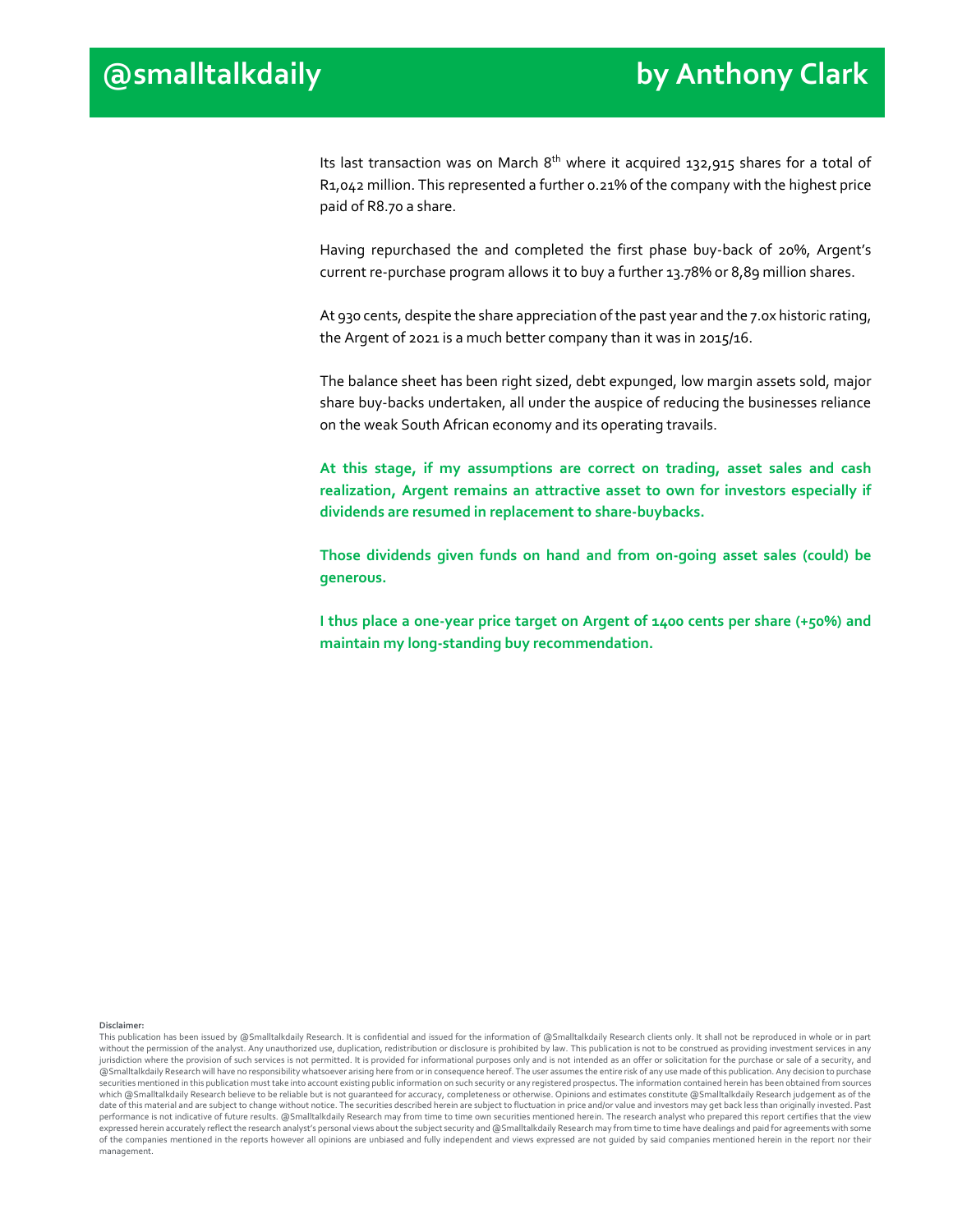Its last transaction was on March 8th where it acquired 132,915 shares for a total of R1,042 million. This represented a further 0.21% of the company with the highest price paid of R8.70 a share.

Having repurchased the and completed the first phase buy-back of 20%, Argent's current re-purchase program allows it to buy a further 13.78% or 8,89 million shares.

At 930 cents, despite the share appreciation of the past year and the 7.0x historic rating, the Argent of 2021 is a much better company than it was in 2015/16.

The balance sheet has been right sized, debt expunged, low margin assets sold, major share buy-backs undertaken, all under the auspice of reducing the businesses reliance on the weak South African economy and its operating travails.

**At this stage, if my assumptions are correct on trading, asset sales and cash realization, Argent remains an attractive asset to own for investors especially if dividends are resumed in replacement to share-buybacks.**

**Those dividends given funds on hand and from on-going asset sales (could) be generous.**

**I thus place a one-year price target on Argent of 1400 cents per share (+50%) and maintain my long-standing buy recommendation.**

**Disclaimer:**
This publication has been issued by @Smalltalkdaily Research. It is confidential and issued for the information of @Smalltalkdaily Research clients only. It shall not be reproduced in whole or in part without the permission of the analyst. Any unauthorized use, duplication, redistribution or disclosure is prohibited by law. This publication is not to be construed as providing investment services in any jurisdiction where the provision of such services is not permitted. It is provided for informational purposes only and is not intended as an offer or solicitation for the purchase or sale of a security, and @Smalltalkdaily Research will have no responsibility whatsoever arising here from or in consequence hereof. The user assumes the entire risk of any use made of this publication. Any decision to purchase securities mentioned in this publication must take into account existing public information on such security or any registered prospectus. The information contained herein has been obtained from sources which @Smalltalkdaily Research believe to be reliable but is not guaranteed for accuracy, completeness or otherwise. Opinions and estimates constitute @Smalltalkdaily Research judgement as of the date of this material and are subject to change without notice. The securities described herein are subject to fluctuation in price and/or value and investors may get back less than originally invested. Past performance is not indicative of future results. @Smalltalkdaily Research may from time to time own securities mentioned herein. The research analyst who prepared this report certifies that the view expressed herein accurately reflect the research analyst's personal views about the subject security and @Smalltalkdaily Research may from time to time have dealings and paid for agreements with some of the companies mentioned in the reports however all opinions are unbiased and fully independent and views expressed are not guided by said companies mentioned herein in the report nor their management.